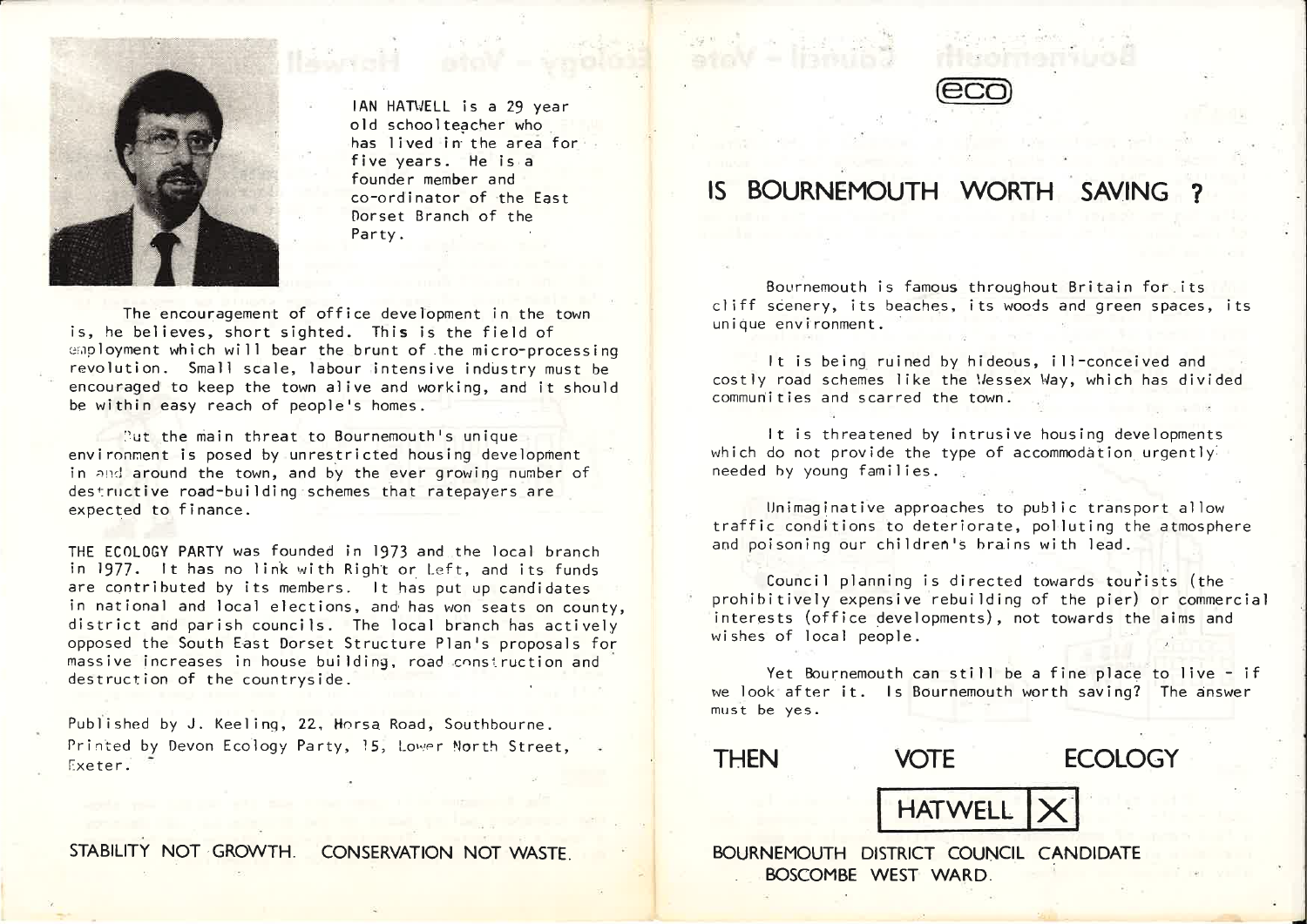IAN HATWELL is a 29 year old schoolteacher who has lived in the area for five years. He is a founder member and co-ordinator of the East Dorset Branch of the Party.

The encouragement of office development in the town is, he believes, short sighted. This is the field of employment which will bear the brunt of the micro-processing revolution. Small scale, labour intensive industry must be encouraged to keep the town alive and working, and it should be within easy reach of people's homes.

But the main threat to Bournemouth's unique environment is posed by unrestricted housing development in and around the town, and by the ever growing number of destructive road-building schemes that ratepayers are expected to finance.

THE ECOLOGY PARTY was founded in 1973 and the local branch in 1977. It has no link with Right or Left, and its funds are contributed by its members. It has put up candidates in national and local elections, and has won seats on county, district and parish councils. The local branch has actively opposed the South East Dorset Structure Plan's proposals for massive increases in house building, road construction and destruction of the countryside.

Published by J. Keeling, 22, Horsa Road, Southbourne.
Printed by Devon Ecology Party, 15, Lower North Street, Exeter.

STABILITY NOT GROWTH. CONSERVATION NOT WASTE.

eco

# IS BOURNEMOUTH WORTH SAVING ?

Bournemouth is famous throughout Britain for its cliff scenery, its beaches, its woods and green spaces, its unique environment.

It is being ruined by hideous, ill-conceived and costly road schemes like the Wessex Way, which has divided communities and scarred the town.

It is threatened by intrusive housing developments which do not provide the type of accommodation urgently needed by young families.

Unimaginative approaches to public transport allow traffic conditions to deteriorate, polluting the atmosphere and poisoning our children's brains with lead.

Council planning is directed towards tourists (the prohibitively expensive rebuilding of the pier) or commercial interests (office developments), not towards the aims and wishes of local people.

Yet Bournemouth can still be a fine place to live - if we look after it. Is Bournemouth worth saving? The answer must be yes.

## THEN VOTE ECOLOGY

**HATWELL X**

BOURNEMOUTH DISTRICT COUNCIL CANDIDATE
BOSCOMBE WEST WARD.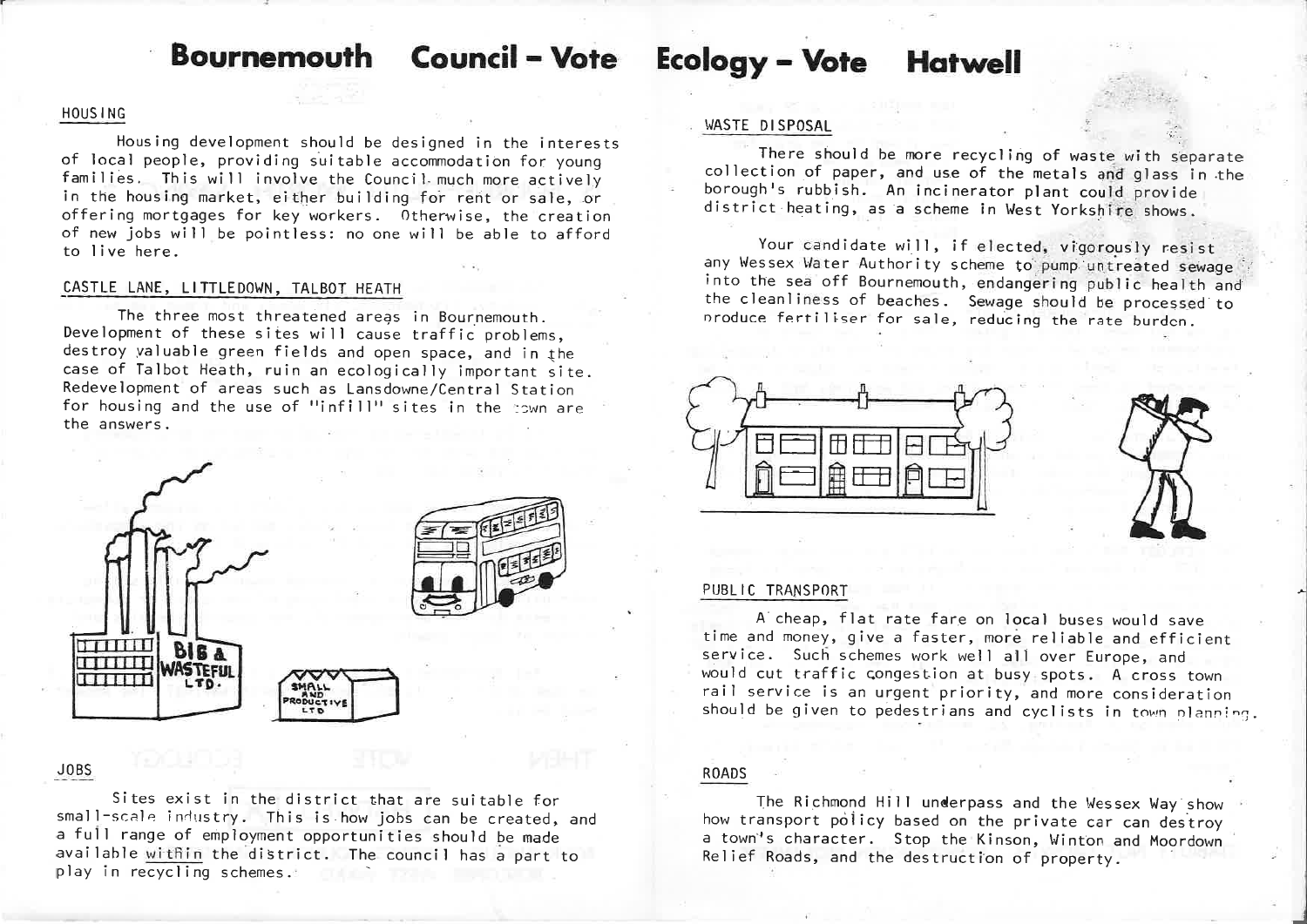# Bournemouth Council – Vote Ecology – Vote Hatwell

## HOUSING

Housing development should be designed in the interests of local people, providing suitable accommodation for young families. This will involve the Council much more actively in the housing market, either building for rent or sale, or offering mortgages for key workers. Otherwise, the creation of new jobs will be pointless: no one will be able to afford to live here.

## CASTLE LANE, LITTLEDOWN, TALBOT HEATH

The three most threatened areas in Bournemouth. Development of these sites will cause traffic problems, destroy valuable green fields and open space, and in the case of Talbot Heath, ruin an ecologically important site. Redevelopment of areas such as Lansdowne/Central Station for housing and the use of "infill" sites in the town are the answers.

BIG & WASTEFUL LTD.

SMALL AND PRODUCTIVE LTD

## JOBS

Sites exist in the district that are suitable for small-scale industry. This is how jobs can be created, and a full range of employment opportunities should be made available within the district. The council has a part to play in recycling schemes.

## WASTE DISPOSAL

There should be more recycling of waste with separate collection of paper, and use of the metals and glass in the borough's rubbish. An incinerator plant could provide district heating, as a scheme in West Yorkshire shows.

Your candidate will, if elected, vigorously resist any Wessex Water Authority scheme to pump untreated sewage into the sea off Bournemouth, endangering public health and the cleanliness of beaches. Sewage should be processed to produce fertiliser for sale, reducing the rate burden.

## PUBLIC TRANSPORT

A cheap, flat rate fare on local buses would save time and money, give a faster, more reliable and efficient service. Such schemes work well all over Europe, and would cut traffic congestion at busy spots. A cross town rail service is an urgent priority, and more consideration should be given to pedestrians and cyclists in town planning.

## ROADS

The Richmond Hill underpass and the Wessex Way show how transport policy based on the private car can destroy a town's character. Stop the Kinson, Winton and Moordown Relief Roads, and the destruction of property.